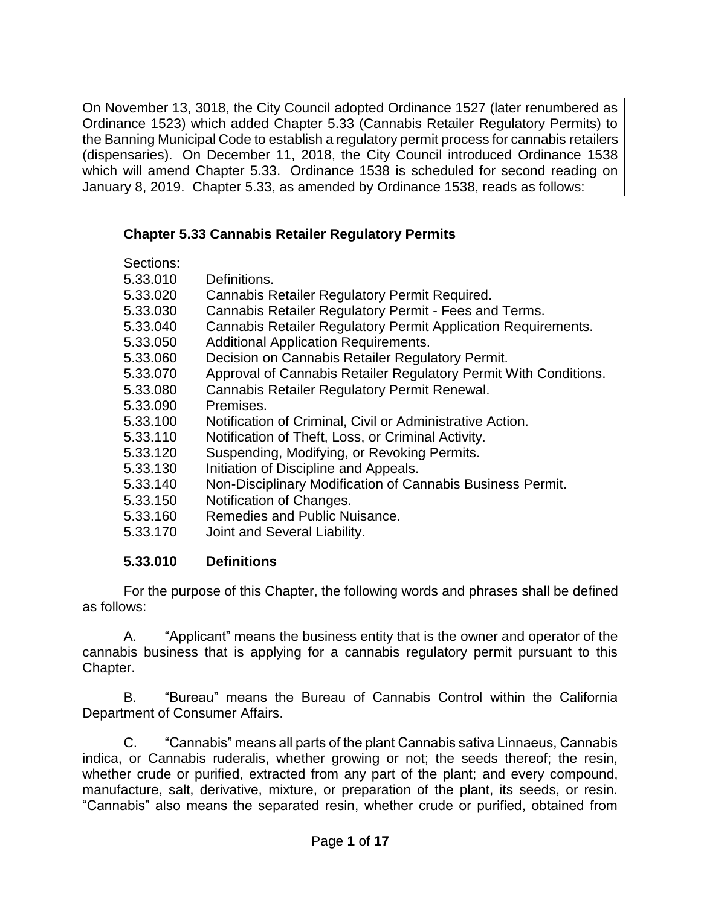On November 13, 3018, the City Council adopted Ordinance 1527 (later renumbered as Ordinance 1523) which added Chapter 5.33 (Cannabis Retailer Regulatory Permits) to the Banning Municipal Code to establish a regulatory permit process for cannabis retailers (dispensaries). On December 11, 2018, the City Council introduced Ordinance 1538 which will amend Chapter 5.33. Ordinance 1538 is scheduled for second reading on January 8, 2019. Chapter 5.33, as amended by Ordinance 1538, reads as follows:

## Chapter 5.33 Cannabis Retailer Regulatory Permits

Sections:

| | |
|---|---|
| 5.33.010 | Definitions. |
| 5.33.020 | Cannabis Retailer Regulatory Permit Required. |
| 5.33.030 | Cannabis Retailer Regulatory Permit - Fees and Terms. |
| 5.33.040 | Cannabis Retailer Regulatory Permit Application Requirements. |
| 5.33.050 | Additional Application Requirements. |
| 5.33.060 | Decision on Cannabis Retailer Regulatory Permit. |
| 5.33.070 | Approval of Cannabis Retailer Regulatory Permit With Conditions. |
| 5.33.080 | Cannabis Retailer Regulatory Permit Renewal. |
| 5.33.090 | Premises. |
| 5.33.100 | Notification of Criminal, Civil or Administrative Action. |
| 5.33.110 | Notification of Theft, Loss, or Criminal Activity. |
| 5.33.120 | Suspending, Modifying, or Revoking Permits. |
| 5.33.130 | Initiation of Discipline and Appeals. |
| 5.33.140 | Non-Disciplinary Modification of Cannabis Business Permit. |
| 5.33.150 | Notification of Changes. |
| 5.33.160 | Remedies and Public Nuisance. |
| 5.33.170 | Joint and Several Liability. |

### 5.33.010 Definitions

For the purpose of this Chapter, the following words and phrases shall be defined as follows:

A. "Applicant" means the business entity that is the owner and operator of the cannabis business that is applying for a cannabis regulatory permit pursuant to this Chapter.

B. "Bureau" means the Bureau of Cannabis Control within the California Department of Consumer Affairs.

C. "Cannabis" means all parts of the plant Cannabis sativa Linnaeus, Cannabis indica, or Cannabis ruderalis, whether growing or not; the seeds thereof; the resin, whether crude or purified, extracted from any part of the plant; and every compound, manufacture, salt, derivative, mixture, or preparation of the plant, its seeds, or resin. "Cannabis" also means the separated resin, whether crude or purified, obtained from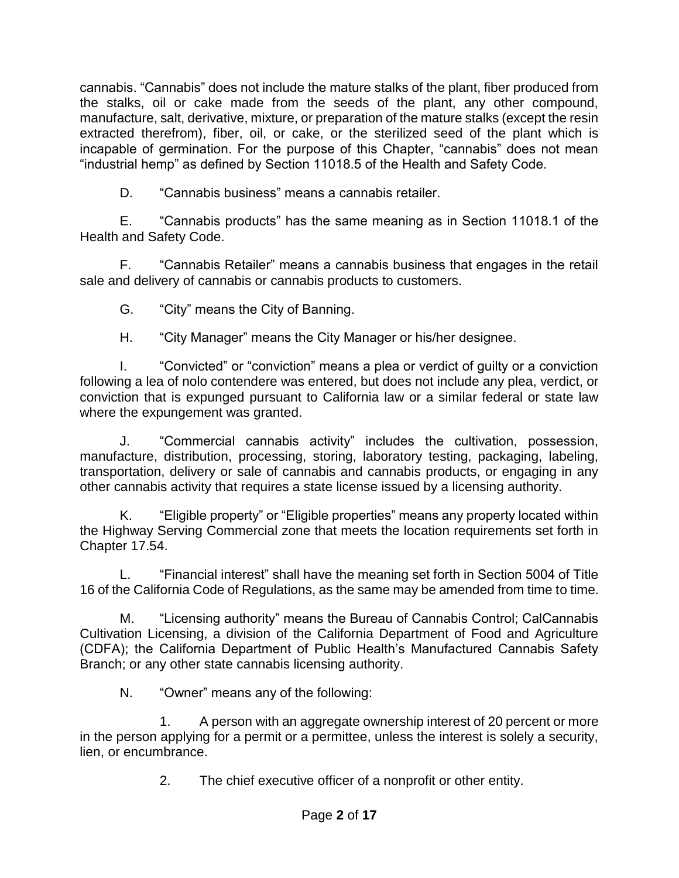cannabis. “Cannabis” does not include the mature stalks of the plant, fiber produced from the stalks, oil or cake made from the seeds of the plant, any other compound, manufacture, salt, derivative, mixture, or preparation of the mature stalks (except the resin extracted therefrom), fiber, oil, or cake, or the sterilized seed of the plant which is incapable of germination. For the purpose of this Chapter, “cannabis” does not mean “industrial hemp” as defined by Section 11018.5 of the Health and Safety Code.

D. “Cannabis business” means a cannabis retailer.

E. “Cannabis products” has the same meaning as in Section 11018.1 of the Health and Safety Code.

F. “Cannabis Retailer” means a cannabis business that engages in the retail sale and delivery of cannabis or cannabis products to customers.

G. “City” means the City of Banning.

H. “City Manager” means the City Manager or his/her designee.

I. “Convicted” or “conviction” means a plea or verdict of guilty or a conviction following a lea of nolo contendere was entered, but does not include any plea, verdict, or conviction that is expunged pursuant to California law or a similar federal or state law where the expungement was granted.

J. “Commercial cannabis activity” includes the cultivation, possession, manufacture, distribution, processing, storing, laboratory testing, packaging, labeling, transportation, delivery or sale of cannabis and cannabis products, or engaging in any other cannabis activity that requires a state license issued by a licensing authority.

K. “Eligible property” or “Eligible properties” means any property located within the Highway Serving Commercial zone that meets the location requirements set forth in Chapter 17.54.

L. “Financial interest” shall have the meaning set forth in Section 5004 of Title 16 of the California Code of Regulations, as the same may be amended from time to time.

M. “Licensing authority” means the Bureau of Cannabis Control; CalCannabis Cultivation Licensing, a division of the California Department of Food and Agriculture (CDFA); the California Department of Public Health’s Manufactured Cannabis Safety Branch; or any other state cannabis licensing authority.

N. “Owner” means any of the following:

1. A person with an aggregate ownership interest of 20 percent or more in the person applying for a permit or a permittee, unless the interest is solely a security, lien, or encumbrance.

2. The chief executive officer of a nonprofit or other entity.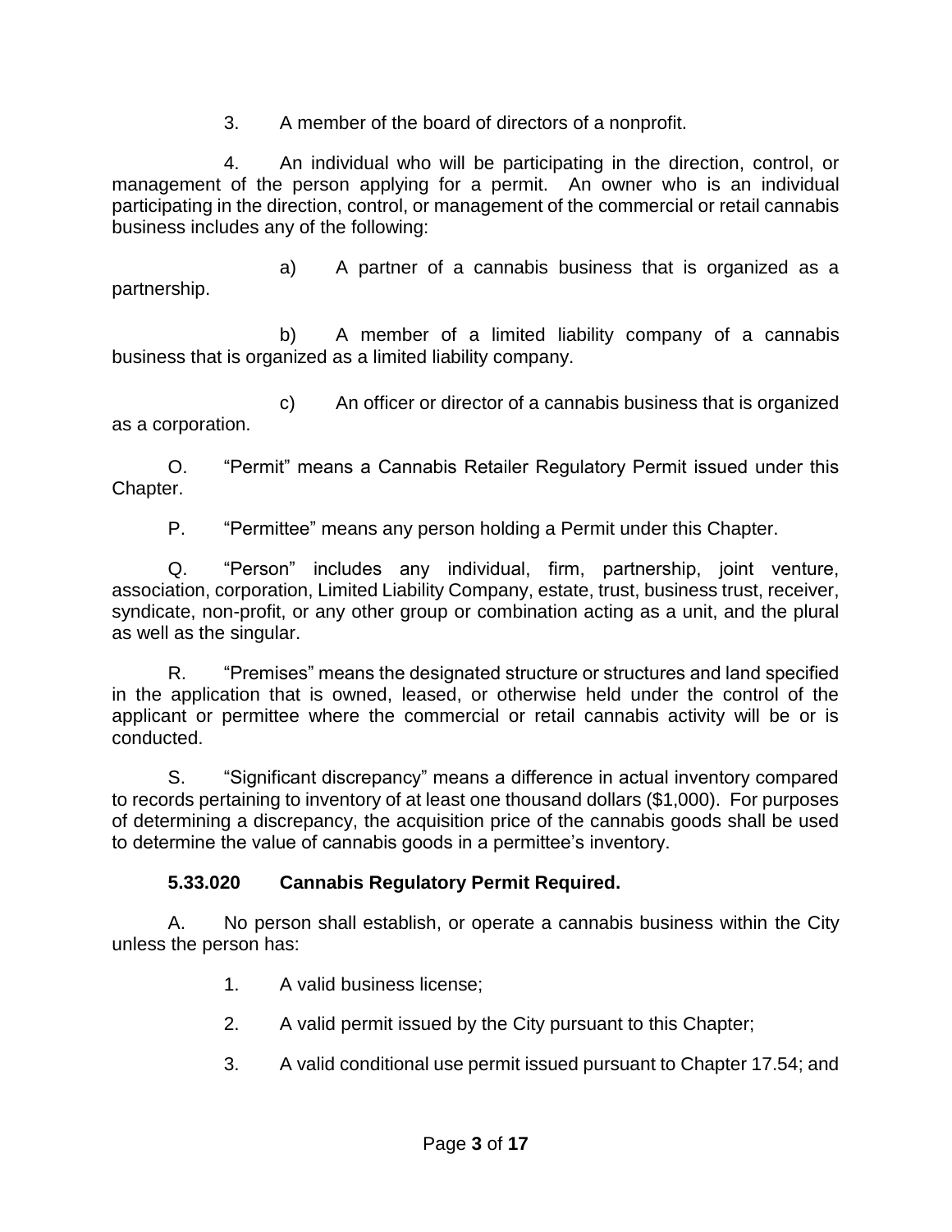3. A member of the board of directors of a nonprofit.

4. An individual who will be participating in the direction, control, or management of the person applying for a permit. An owner who is an individual participating in the direction, control, or management of the commercial or retail cannabis business includes any of the following:

a) A partner of a cannabis business that is organized as a partnership.

b) A member of a limited liability company of a cannabis business that is organized as a limited liability company.

c) An officer or director of a cannabis business that is organized as a corporation.

O. "Permit" means a Cannabis Retailer Regulatory Permit issued under this Chapter.

P. "Permittee" means any person holding a Permit under this Chapter.

Q. "Person" includes any individual, firm, partnership, joint venture, association, corporation, Limited Liability Company, estate, trust, business trust, receiver, syndicate, non-profit, or any other group or combination acting as a unit, and the plural as well as the singular.

R. "Premises" means the designated structure or structures and land specified in the application that is owned, leased, or otherwise held under the control of the applicant or permittee where the commercial or retail cannabis activity will be or is conducted.

S. "Significant discrepancy" means a difference in actual inventory compared to records pertaining to inventory of at least one thousand dollars ($1,000). For purposes of determining a discrepancy, the acquisition price of the cannabis goods shall be used to determine the value of cannabis goods in a permittee's inventory.

**5.33.020 Cannabis Regulatory Permit Required.**

A. No person shall establish, or operate a cannabis business within the City unless the person has:

1. A valid business license;

2. A valid permit issued by the City pursuant to this Chapter;

3. A valid conditional use permit issued pursuant to Chapter 17.54; and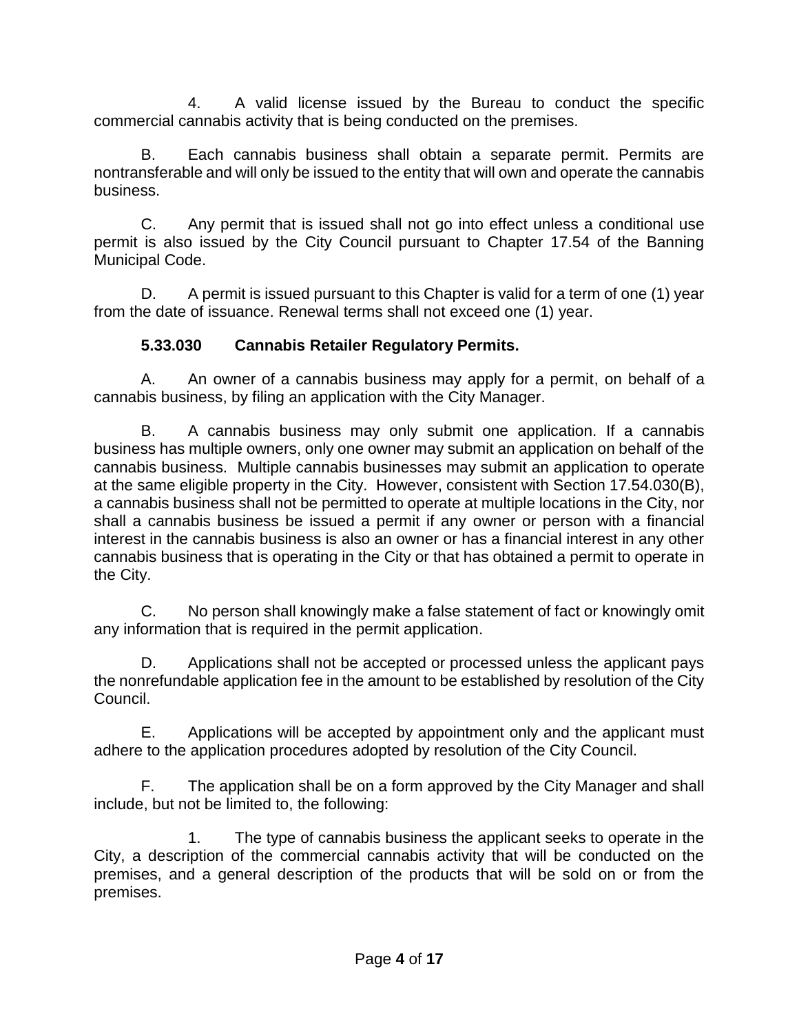4. A valid license issued by the Bureau to conduct the specific commercial cannabis activity that is being conducted on the premises.

B. Each cannabis business shall obtain a separate permit. Permits are nontransferable and will only be issued to the entity that will own and operate the cannabis business.

C. Any permit that is issued shall not go into effect unless a conditional use permit is also issued by the City Council pursuant to Chapter 17.54 of the Banning Municipal Code.

D. A permit is issued pursuant to this Chapter is valid for a term of one (1) year from the date of issuance. Renewal terms shall not exceed one (1) year.

**5.33.030 Cannabis Retailer Regulatory Permits.**

A. An owner of a cannabis business may apply for a permit, on behalf of a cannabis business, by filing an application with the City Manager.

B. A cannabis business may only submit one application. If a cannabis business has multiple owners, only one owner may submit an application on behalf of the cannabis business. Multiple cannabis businesses may submit an application to operate at the same eligible property in the City. However, consistent with Section 17.54.030(B), a cannabis business shall not be permitted to operate at multiple locations in the City, nor shall a cannabis business be issued a permit if any owner or person with a financial interest in the cannabis business is also an owner or has a financial interest in any other cannabis business that is operating in the City or that has obtained a permit to operate in the City.

C. No person shall knowingly make a false statement of fact or knowingly omit any information that is required in the permit application.

D. Applications shall not be accepted or processed unless the applicant pays the nonrefundable application fee in the amount to be established by resolution of the City Council.

E. Applications will be accepted by appointment only and the applicant must adhere to the application procedures adopted by resolution of the City Council.

F. The application shall be on a form approved by the City Manager and shall include, but not be limited to, the following:

1. The type of cannabis business the applicant seeks to operate in the City, a description of the commercial cannabis activity that will be conducted on the premises, and a general description of the products that will be sold on or from the premises.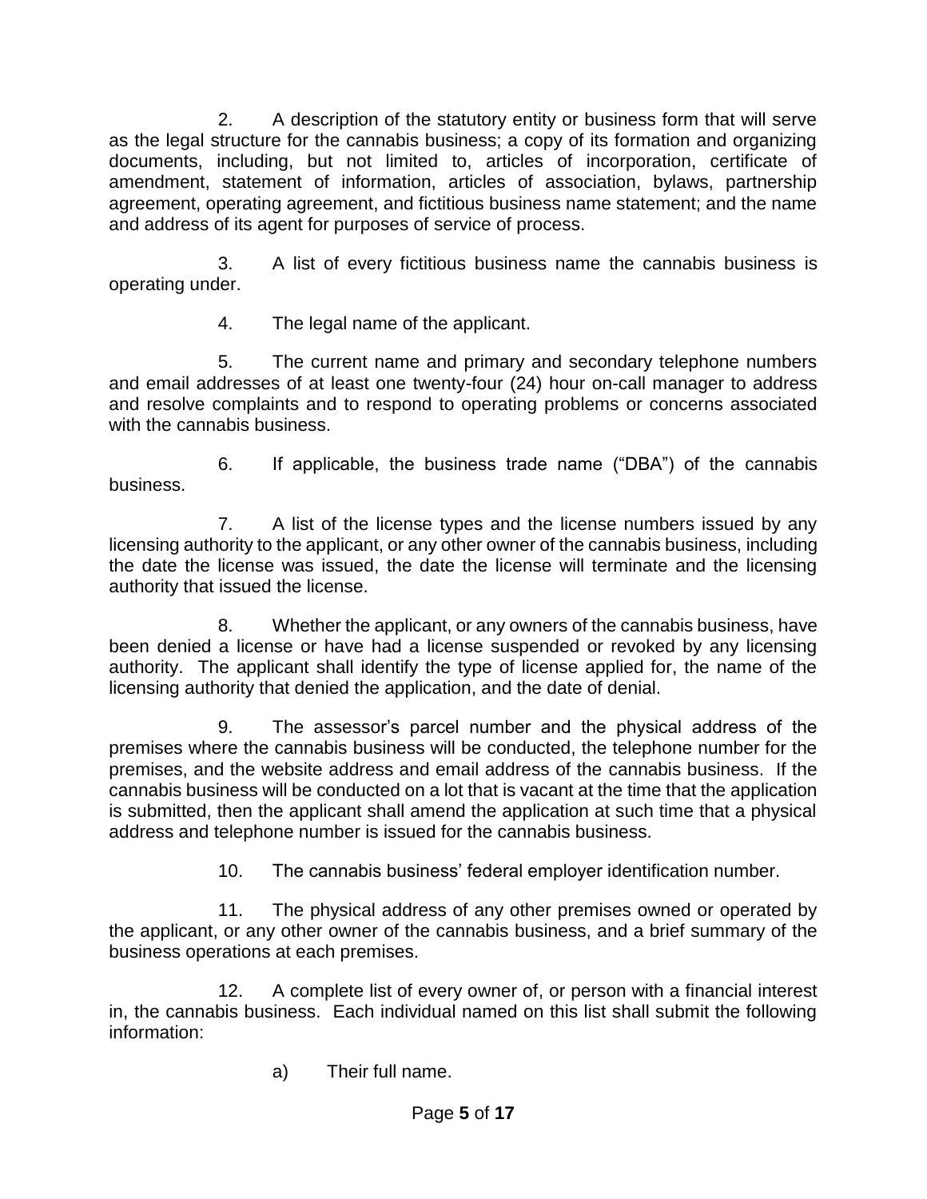2. A description of the statutory entity or business form that will serve as the legal structure for the cannabis business; a copy of its formation and organizing documents, including, but not limited to, articles of incorporation, certificate of amendment, statement of information, articles of association, bylaws, partnership agreement, operating agreement, and fictitious business name statement; and the name and address of its agent for purposes of service of process.

3. A list of every fictitious business name the cannabis business is operating under.

4. The legal name of the applicant.

5. The current name and primary and secondary telephone numbers and email addresses of at least one twenty-four (24) hour on-call manager to address and resolve complaints and to respond to operating problems or concerns associated with the cannabis business.

6. If applicable, the business trade name ("DBA") of the cannabis business.

7. A list of the license types and the license numbers issued by any licensing authority to the applicant, or any other owner of the cannabis business, including the date the license was issued, the date the license will terminate and the licensing authority that issued the license.

8. Whether the applicant, or any owners of the cannabis business, have been denied a license or have had a license suspended or revoked by any licensing authority. The applicant shall identify the type of license applied for, the name of the licensing authority that denied the application, and the date of denial.

9. The assessor's parcel number and the physical address of the premises where the cannabis business will be conducted, the telephone number for the premises, and the website address and email address of the cannabis business. If the cannabis business will be conducted on a lot that is vacant at the time that the application is submitted, then the applicant shall amend the application at such time that a physical address and telephone number is issued for the cannabis business.

10. The cannabis business' federal employer identification number.

11. The physical address of any other premises owned or operated by the applicant, or any other owner of the cannabis business, and a brief summary of the business operations at each premises.

12. A complete list of every owner of, or person with a financial interest in, the cannabis business. Each individual named on this list shall submit the following information:

a) Their full name.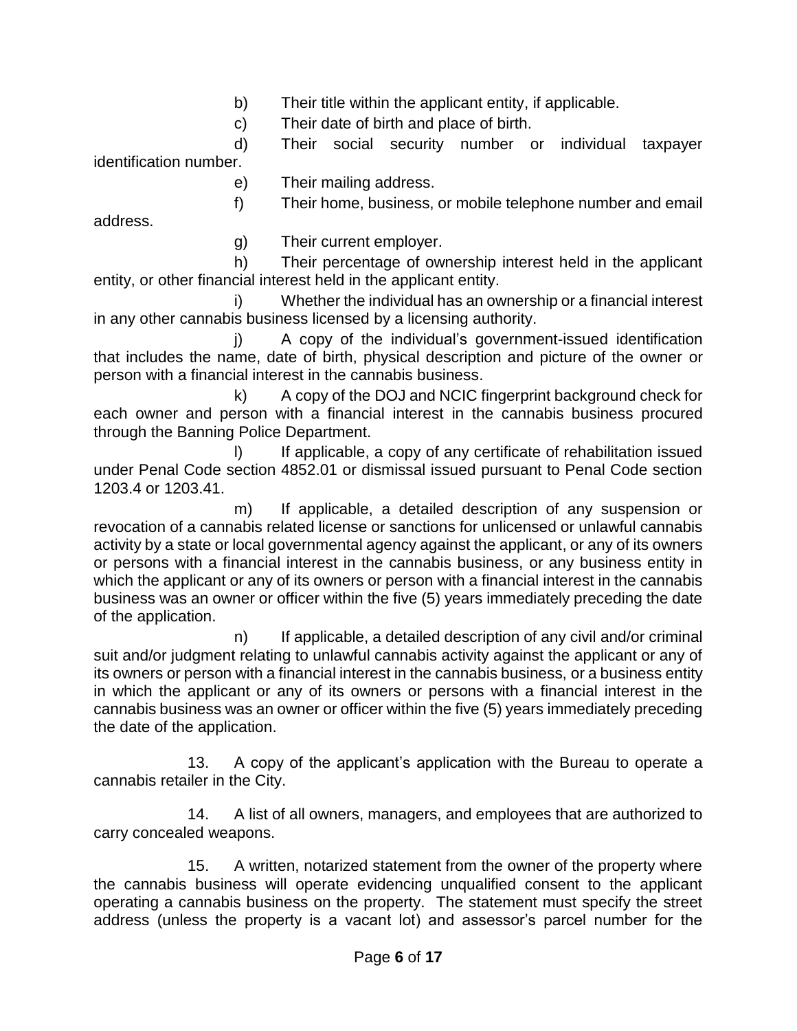b) Their title within the applicant entity, if applicable.

c) Their date of birth and place of birth.

d) Their social security number or individual taxpayer identification number.

e) Their mailing address.

f) Their home, business, or mobile telephone number and email address.

g) Their current employer.

h) Their percentage of ownership interest held in the applicant entity, or other financial interest held in the applicant entity.

i) Whether the individual has an ownership or a financial interest in any other cannabis business licensed by a licensing authority.

j) A copy of the individual's government-issued identification that includes the name, date of birth, physical description and picture of the owner or person with a financial interest in the cannabis business.

k) A copy of the DOJ and NCIC fingerprint background check for each owner and person with a financial interest in the cannabis business procured through the Banning Police Department.

l) If applicable, a copy of any certificate of rehabilitation issued under Penal Code section 4852.01 or dismissal issued pursuant to Penal Code section 1203.4 or 1203.41.

m) If applicable, a detailed description of any suspension or revocation of a cannabis related license or sanctions for unlicensed or unlawful cannabis activity by a state or local governmental agency against the applicant, or any of its owners or persons with a financial interest in the cannabis business, or any business entity in which the applicant or any of its owners or person with a financial interest in the cannabis business was an owner or officer within the five (5) years immediately preceding the date of the application.

n) If applicable, a detailed description of any civil and/or criminal suit and/or judgment relating to unlawful cannabis activity against the applicant or any of its owners or person with a financial interest in the cannabis business, or a business entity in which the applicant or any of its owners or persons with a financial interest in the cannabis business was an owner or officer within the five (5) years immediately preceding the date of the application.

13. A copy of the applicant's application with the Bureau to operate a cannabis retailer in the City.

14. A list of all owners, managers, and employees that are authorized to carry concealed weapons.

15. A written, notarized statement from the owner of the property where the cannabis business will operate evidencing unqualified consent to the applicant operating a cannabis business on the property. The statement must specify the street address (unless the property is a vacant lot) and assessor's parcel number for the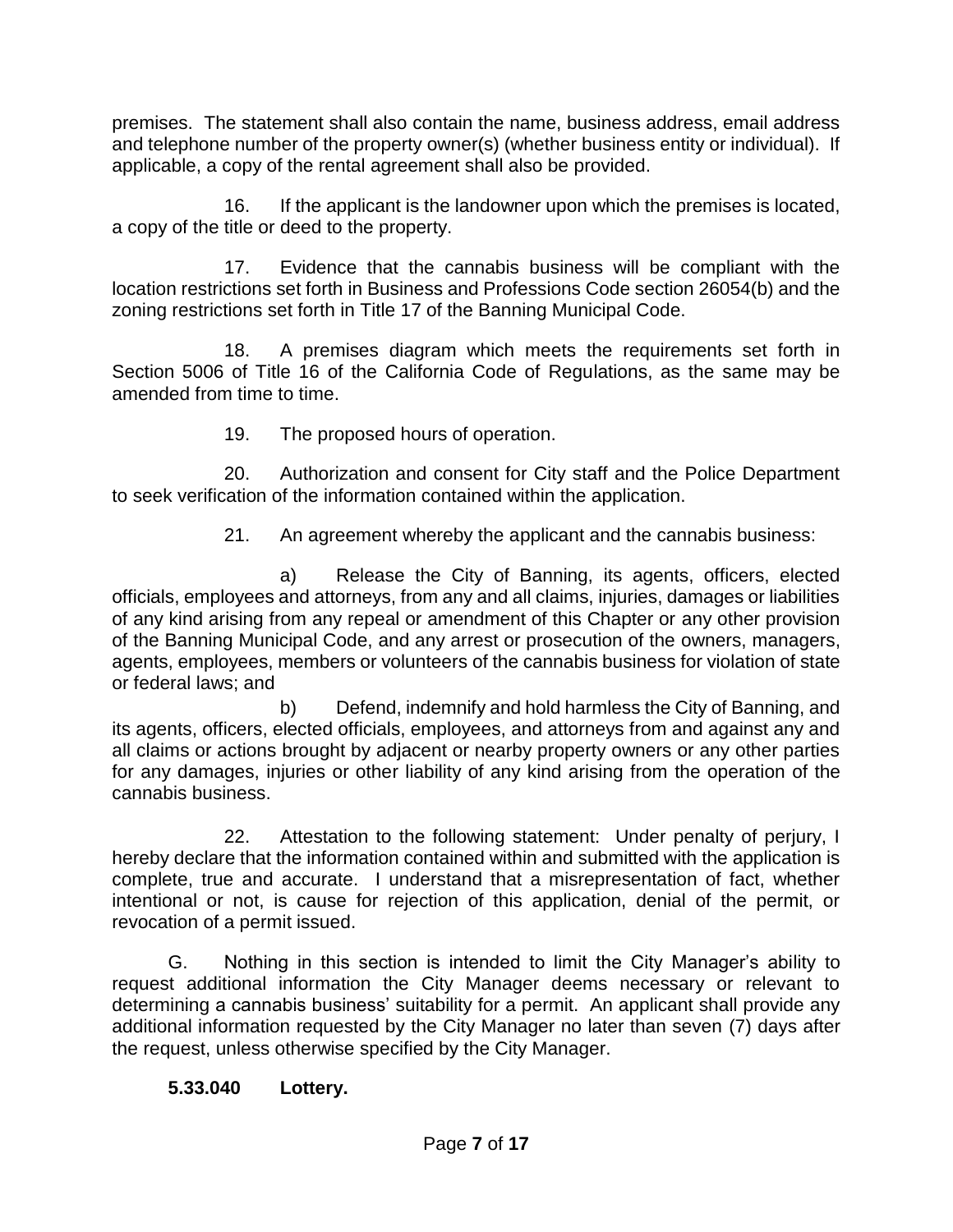premises. The statement shall also contain the name, business address, email address and telephone number of the property owner(s) (whether business entity or individual). If applicable, a copy of the rental agreement shall also be provided.

16. If the applicant is the landowner upon which the premises is located, a copy of the title or deed to the property.

17. Evidence that the cannabis business will be compliant with the location restrictions set forth in Business and Professions Code section 26054(b) and the zoning restrictions set forth in Title 17 of the Banning Municipal Code.

18. A premises diagram which meets the requirements set forth in Section 5006 of Title 16 of the California Code of Regulations, as the same may be amended from time to time.

19. The proposed hours of operation.

20. Authorization and consent for City staff and the Police Department to seek verification of the information contained within the application.

21. An agreement whereby the applicant and the cannabis business:

a) Release the City of Banning, its agents, officers, elected officials, employees and attorneys, from any and all claims, injuries, damages or liabilities of any kind arising from any repeal or amendment of this Chapter or any other provision of the Banning Municipal Code, and any arrest or prosecution of the owners, managers, agents, employees, members or volunteers of the cannabis business for violation of state or federal laws; and

b) Defend, indemnify and hold harmless the City of Banning, and its agents, officers, elected officials, employees, and attorneys from and against any and all claims or actions brought by adjacent or nearby property owners or any other parties for any damages, injuries or other liability of any kind arising from the operation of the cannabis business.

22. Attestation to the following statement: Under penalty of perjury, I hereby declare that the information contained within and submitted with the application is complete, true and accurate. I understand that a misrepresentation of fact, whether intentional or not, is cause for rejection of this application, denial of the permit, or revocation of a permit issued.

G. Nothing in this section is intended to limit the City Manager's ability to request additional information the City Manager deems necessary or relevant to determining a cannabis business' suitability for a permit. An applicant shall provide any additional information requested by the City Manager no later than seven (7) days after the request, unless otherwise specified by the City Manager.

**5.33.040 Lottery.**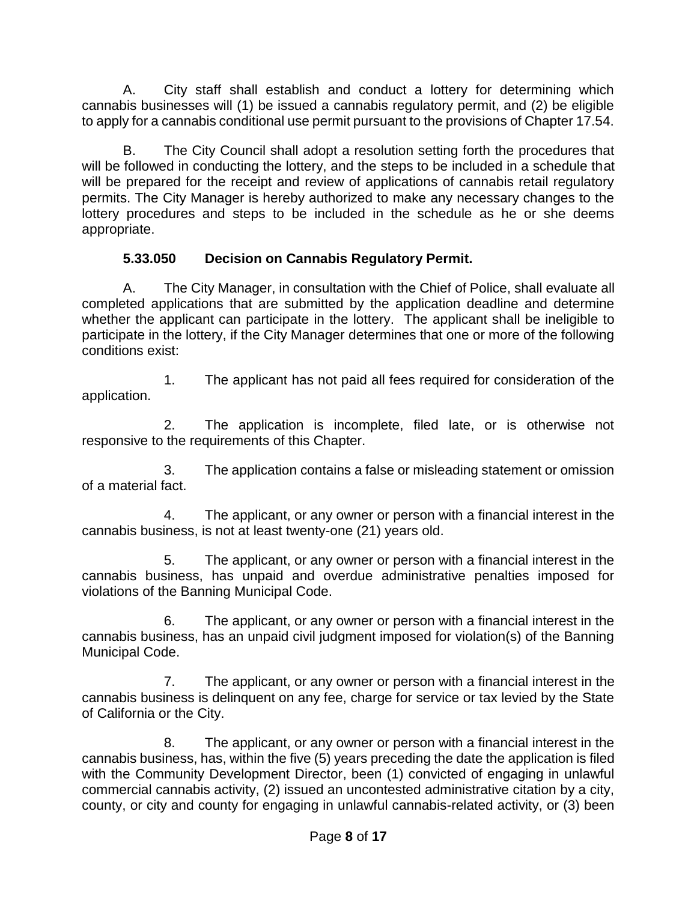A. City staff shall establish and conduct a lottery for determining which cannabis businesses will (1) be issued a cannabis regulatory permit, and (2) be eligible to apply for a cannabis conditional use permit pursuant to the provisions of Chapter 17.54.

B. The City Council shall adopt a resolution setting forth the procedures that will be followed in conducting the lottery, and the steps to be included in a schedule that will be prepared for the receipt and review of applications of cannabis retail regulatory permits. The City Manager is hereby authorized to make any necessary changes to the lottery procedures and steps to be included in the schedule as he or she deems appropriate.

**5.33.050 Decision on Cannabis Regulatory Permit.**

A. The City Manager, in consultation with the Chief of Police, shall evaluate all completed applications that are submitted by the application deadline and determine whether the applicant can participate in the lottery. The applicant shall be ineligible to participate in the lottery, if the City Manager determines that one or more of the following conditions exist:

1. The applicant has not paid all fees required for consideration of the application.

2. The application is incomplete, filed late, or is otherwise not responsive to the requirements of this Chapter.

3. The application contains a false or misleading statement or omission of a material fact.

4. The applicant, or any owner or person with a financial interest in the cannabis business, is not at least twenty-one (21) years old.

5. The applicant, or any owner or person with a financial interest in the cannabis business, has unpaid and overdue administrative penalties imposed for violations of the Banning Municipal Code.

6. The applicant, or any owner or person with a financial interest in the cannabis business, has an unpaid civil judgment imposed for violation(s) of the Banning Municipal Code.

7. The applicant, or any owner or person with a financial interest in the cannabis business is delinquent on any fee, charge for service or tax levied by the State of California or the City.

8. The applicant, or any owner or person with a financial interest in the cannabis business, has, within the five (5) years preceding the date the application is filed with the Community Development Director, been (1) convicted of engaging in unlawful commercial cannabis activity, (2) issued an uncontested administrative citation by a city, county, or city and county for engaging in unlawful cannabis-related activity, or (3) been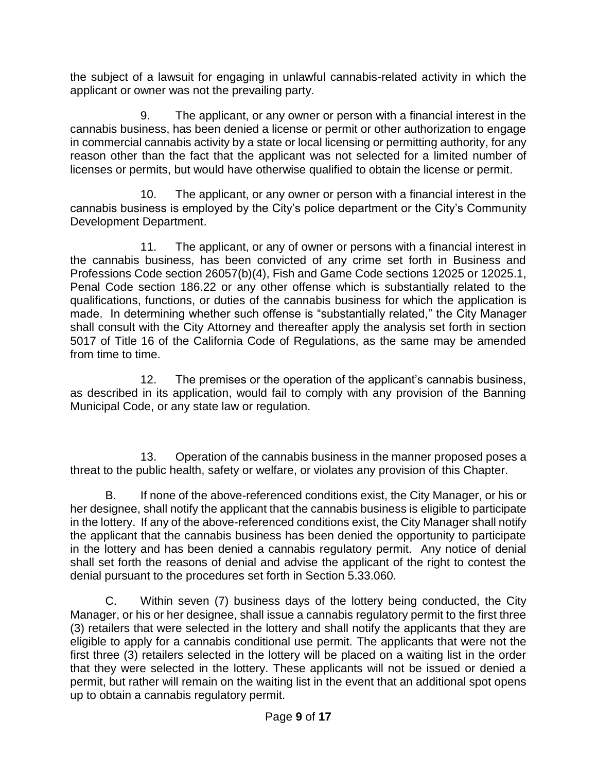the subject of a lawsuit for engaging in unlawful cannabis-related activity in which the applicant or owner was not the prevailing party.

9. The applicant, or any owner or person with a financial interest in the cannabis business, has been denied a license or permit or other authorization to engage in commercial cannabis activity by a state or local licensing or permitting authority, for any reason other than the fact that the applicant was not selected for a limited number of licenses or permits, but would have otherwise qualified to obtain the license or permit.

10. The applicant, or any owner or person with a financial interest in the cannabis business is employed by the City's police department or the City's Community Development Department.

11. The applicant, or any of owner or persons with a financial interest in the cannabis business, has been convicted of any crime set forth in Business and Professions Code section 26057(b)(4), Fish and Game Code sections 12025 or 12025.1, Penal Code section 186.22 or any other offense which is substantially related to the qualifications, functions, or duties of the cannabis business for which the application is made. In determining whether such offense is "substantially related," the City Manager shall consult with the City Attorney and thereafter apply the analysis set forth in section 5017 of Title 16 of the California Code of Regulations, as the same may be amended from time to time.

12. The premises or the operation of the applicant's cannabis business, as described in its application, would fail to comply with any provision of the Banning Municipal Code, or any state law or regulation.

13. Operation of the cannabis business in the manner proposed poses a threat to the public health, safety or welfare, or violates any provision of this Chapter.

B. If none of the above-referenced conditions exist, the City Manager, or his or her designee, shall notify the applicant that the cannabis business is eligible to participate in the lottery. If any of the above-referenced conditions exist, the City Manager shall notify the applicant that the cannabis business has been denied the opportunity to participate in the lottery and has been denied a cannabis regulatory permit. Any notice of denial shall set forth the reasons of denial and advise the applicant of the right to contest the denial pursuant to the procedures set forth in Section 5.33.060.

C. Within seven (7) business days of the lottery being conducted, the City Manager, or his or her designee, shall issue a cannabis regulatory permit to the first three (3) retailers that were selected in the lottery and shall notify the applicants that they are eligible to apply for a cannabis conditional use permit. The applicants that were not the first three (3) retailers selected in the lottery will be placed on a waiting list in the order that they were selected in the lottery. These applicants will not be issued or denied a permit, but rather will remain on the waiting list in the event that an additional spot opens up to obtain a cannabis regulatory permit.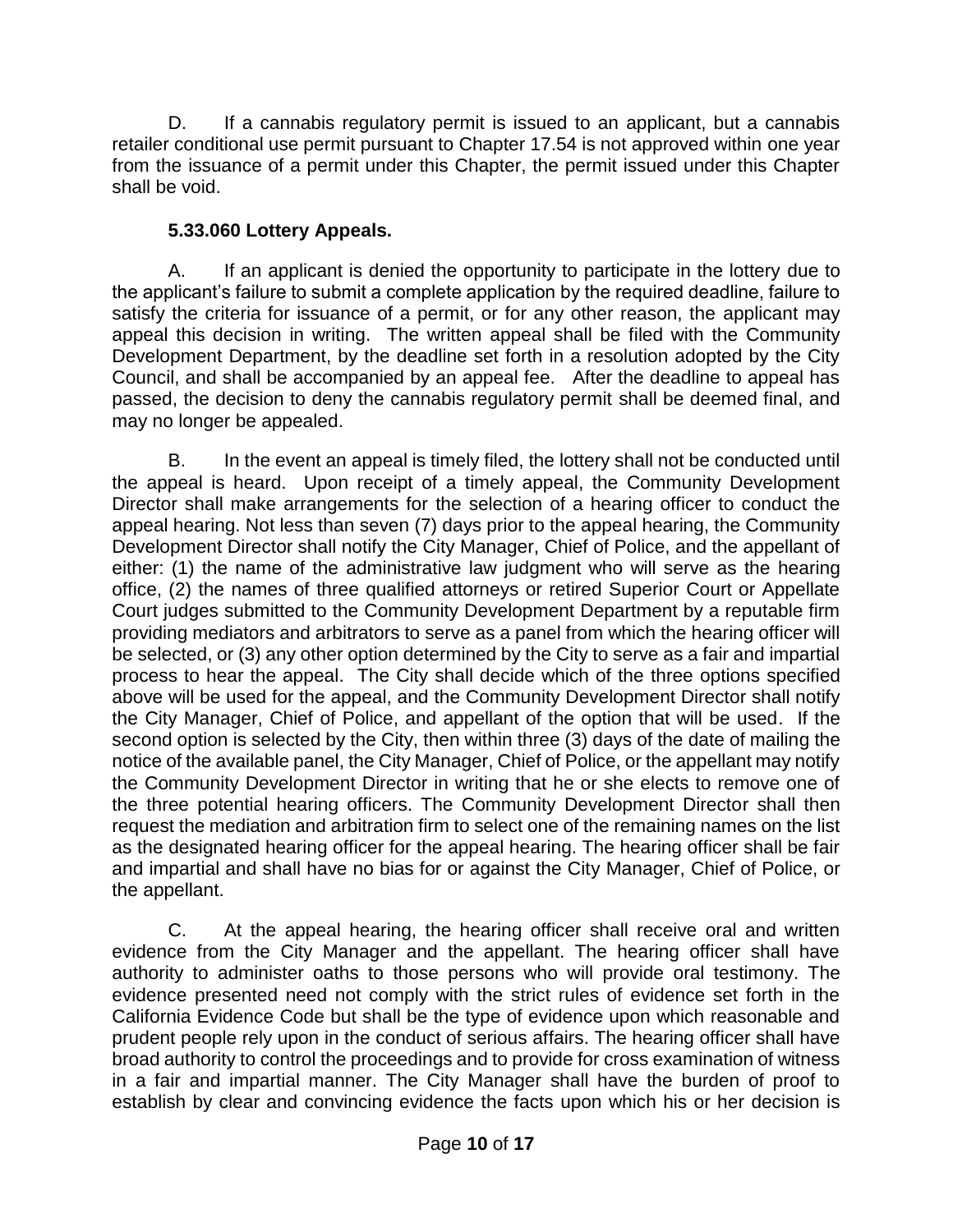D. If a cannabis regulatory permit is issued to an applicant, but a cannabis retailer conditional use permit pursuant to Chapter 17.54 is not approved within one year from the issuance of a permit under this Chapter, the permit issued under this Chapter shall be void.

**5.33.060 Lottery Appeals.**

A. If an applicant is denied the opportunity to participate in the lottery due to the applicant's failure to submit a complete application by the required deadline, failure to satisfy the criteria for issuance of a permit, or for any other reason, the applicant may appeal this decision in writing. The written appeal shall be filed with the Community Development Department, by the deadline set forth in a resolution adopted by the City Council, and shall be accompanied by an appeal fee. After the deadline to appeal has passed, the decision to deny the cannabis regulatory permit shall be deemed final, and may no longer be appealed.

B. In the event an appeal is timely filed, the lottery shall not be conducted until the appeal is heard. Upon receipt of a timely appeal, the Community Development Director shall make arrangements for the selection of a hearing officer to conduct the appeal hearing. Not less than seven (7) days prior to the appeal hearing, the Community Development Director shall notify the City Manager, Chief of Police, and the appellant of either: (1) the name of the administrative law judgment who will serve as the hearing office, (2) the names of three qualified attorneys or retired Superior Court or Appellate Court judges submitted to the Community Development Department by a reputable firm providing mediators and arbitrators to serve as a panel from which the hearing officer will be selected, or (3) any other option determined by the City to serve as a fair and impartial process to hear the appeal. The City shall decide which of the three options specified above will be used for the appeal, and the Community Development Director shall notify the City Manager, Chief of Police, and appellant of the option that will be used. If the second option is selected by the City, then within three (3) days of the date of mailing the notice of the available panel, the City Manager, Chief of Police, or the appellant may notify the Community Development Director in writing that he or she elects to remove one of the three potential hearing officers. The Community Development Director shall then request the mediation and arbitration firm to select one of the remaining names on the list as the designated hearing officer for the appeal hearing. The hearing officer shall be fair and impartial and shall have no bias for or against the City Manager, Chief of Police, or the appellant.

C. At the appeal hearing, the hearing officer shall receive oral and written evidence from the City Manager and the appellant. The hearing officer shall have authority to administer oaths to those persons who will provide oral testimony. The evidence presented need not comply with the strict rules of evidence set forth in the California Evidence Code but shall be the type of evidence upon which reasonable and prudent people rely upon in the conduct of serious affairs. The hearing officer shall have broad authority to control the proceedings and to provide for cross examination of witness in a fair and impartial manner. The City Manager shall have the burden of proof to establish by clear and convincing evidence the facts upon which his or her decision is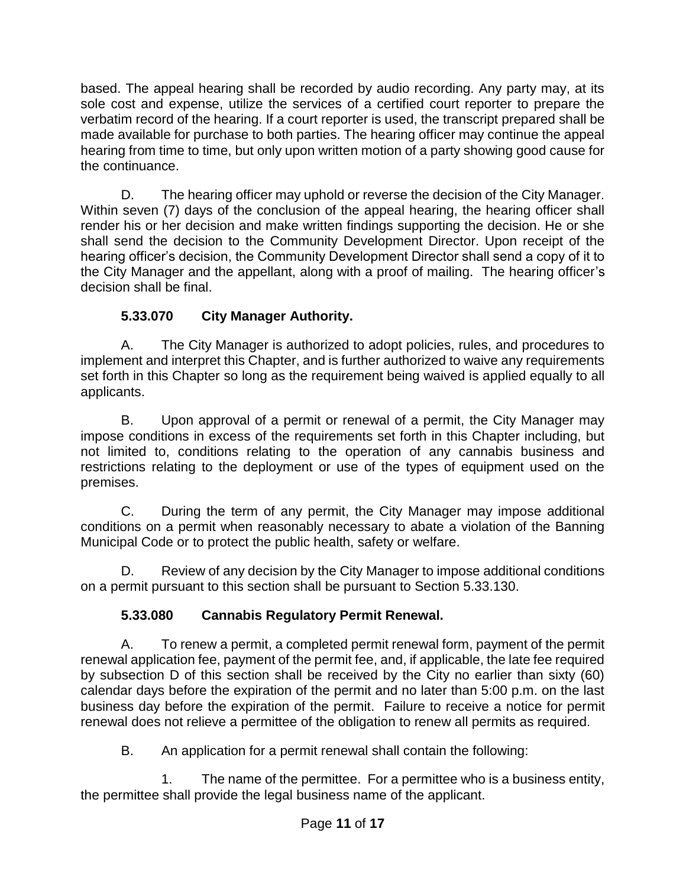based. The appeal hearing shall be recorded by audio recording. Any party may, at its sole cost and expense, utilize the services of a certified court reporter to prepare the verbatim record of the hearing. If a court reporter is used, the transcript prepared shall be made available for purchase to both parties. The hearing officer may continue the appeal hearing from time to time, but only upon written motion of a party showing good cause for the continuance.

D. The hearing officer may uphold or reverse the decision of the City Manager. Within seven (7) days of the conclusion of the appeal hearing, the hearing officer shall render his or her decision and make written findings supporting the decision. He or she shall send the decision to the Community Development Director. Upon receipt of the hearing officer's decision, the Community Development Director shall send a copy of it to the City Manager and the appellant, along with a proof of mailing. The hearing officer's decision shall be final.

**5.33.070 City Manager Authority.**

A. The City Manager is authorized to adopt policies, rules, and procedures to implement and interpret this Chapter, and is further authorized to waive any requirements set forth in this Chapter so long as the requirement being waived is applied equally to all applicants.

B. Upon approval of a permit or renewal of a permit, the City Manager may impose conditions in excess of the requirements set forth in this Chapter including, but not limited to, conditions relating to the operation of any cannabis business and restrictions relating to the deployment or use of the types of equipment used on the premises.

C. During the term of any permit, the City Manager may impose additional conditions on a permit when reasonably necessary to abate a violation of the Banning Municipal Code or to protect the public health, safety or welfare.

D. Review of any decision by the City Manager to impose additional conditions on a permit pursuant to this section shall be pursuant to Section 5.33.130.

**5.33.080 Cannabis Regulatory Permit Renewal.**

A. To renew a permit, a completed permit renewal form, payment of the permit renewal application fee, payment of the permit fee, and, if applicable, the late fee required by subsection D of this section shall be received by the City no earlier than sixty (60) calendar days before the expiration of the permit and no later than 5:00 p.m. on the last business day before the expiration of the permit. Failure to receive a notice for permit renewal does not relieve a permittee of the obligation to renew all permits as required.

B. An application for a permit renewal shall contain the following:

1. The name of the permittee. For a permittee who is a business entity, the permittee shall provide the legal business name of the applicant.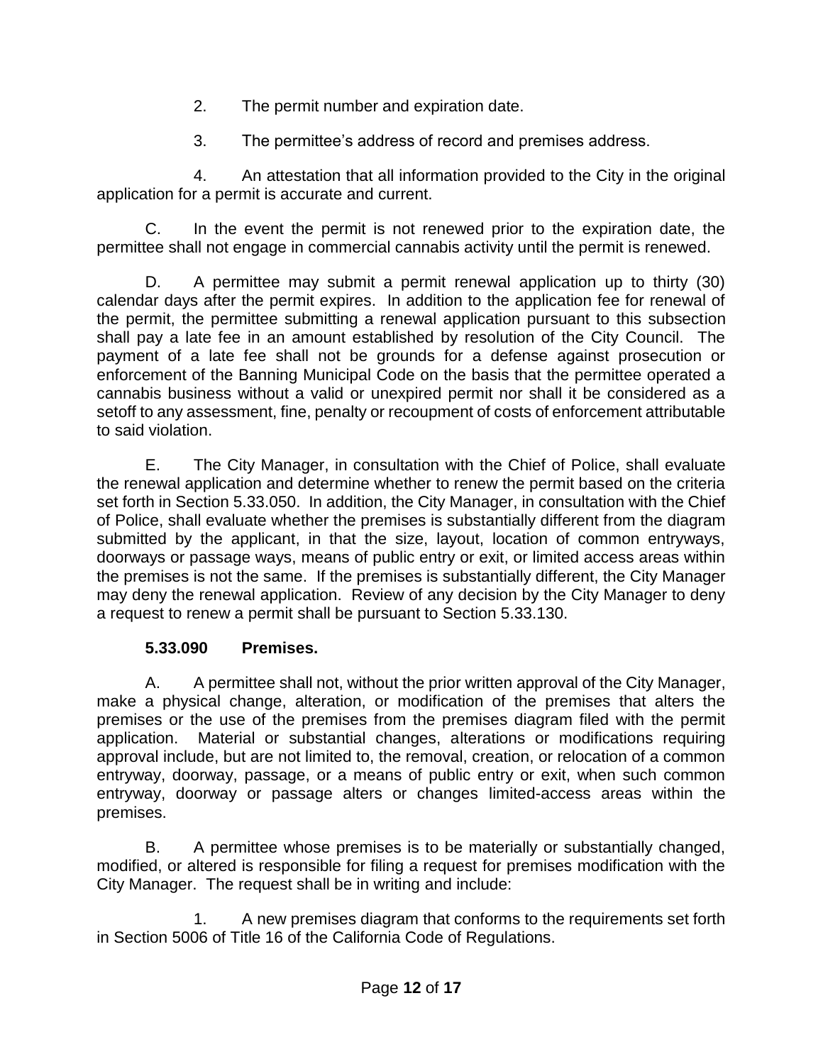2. The permit number and expiration date.

3. The permittee's address of record and premises address.

4. An attestation that all information provided to the City in the original application for a permit is accurate and current.

C. In the event the permit is not renewed prior to the expiration date, the permittee shall not engage in commercial cannabis activity until the permit is renewed.

D. A permittee may submit a permit renewal application up to thirty (30) calendar days after the permit expires. In addition to the application fee for renewal of the permit, the permittee submitting a renewal application pursuant to this subsection shall pay a late fee in an amount established by resolution of the City Council. The payment of a late fee shall not be grounds for a defense against prosecution or enforcement of the Banning Municipal Code on the basis that the permittee operated a cannabis business without a valid or unexpired permit nor shall it be considered as a setoff to any assessment, fine, penalty or recoupment of costs of enforcement attributable to said violation.

E. The City Manager, in consultation with the Chief of Police, shall evaluate the renewal application and determine whether to renew the permit based on the criteria set forth in Section 5.33.050. In addition, the City Manager, in consultation with the Chief of Police, shall evaluate whether the premises is substantially different from the diagram submitted by the applicant, in that the size, layout, location of common entryways, doorways or passage ways, means of public entry or exit, or limited access areas within the premises is not the same. If the premises is substantially different, the City Manager may deny the renewal application. Review of any decision by the City Manager to deny a request to renew a permit shall be pursuant to Section 5.33.130.

**5.33.090 Premises.**

A. A permittee shall not, without the prior written approval of the City Manager, make a physical change, alteration, or modification of the premises that alters the premises or the use of the premises from the premises diagram filed with the permit application. Material or substantial changes, alterations or modifications requiring approval include, but are not limited to, the removal, creation, or relocation of a common entryway, doorway, passage, or a means of public entry or exit, when such common entryway, doorway or passage alters or changes limited-access areas within the premises.

B. A permittee whose premises is to be materially or substantially changed, modified, or altered is responsible for filing a request for premises modification with the City Manager. The request shall be in writing and include:

1. A new premises diagram that conforms to the requirements set forth in Section 5006 of Title 16 of the California Code of Regulations.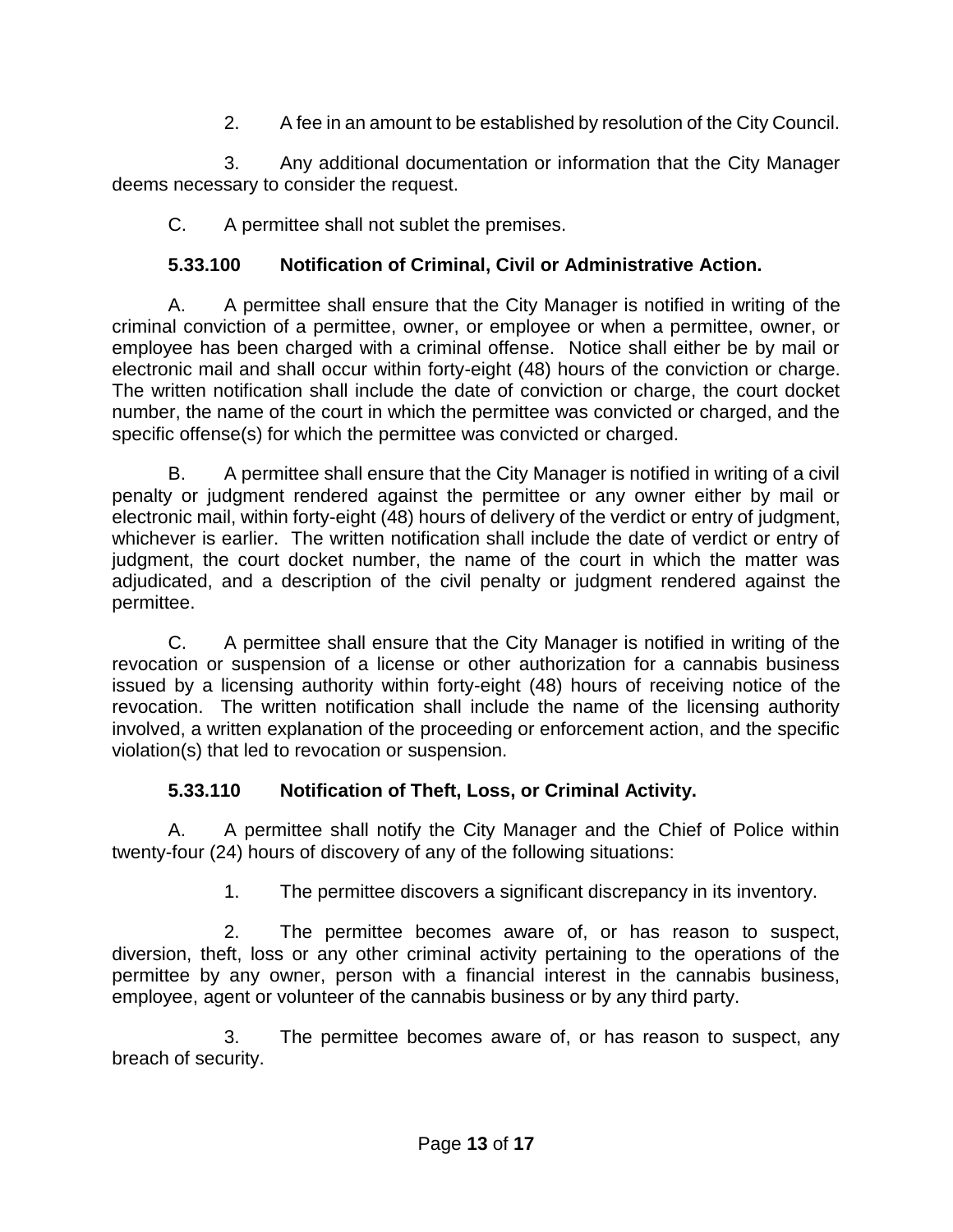2. A fee in an amount to be established by resolution of the City Council.

3. Any additional documentation or information that the City Manager deems necessary to consider the request.

C. A permittee shall not sublet the premises.

**5.33.100 Notification of Criminal, Civil or Administrative Action.**

A. A permittee shall ensure that the City Manager is notified in writing of the criminal conviction of a permittee, owner, or employee or when a permittee, owner, or employee has been charged with a criminal offense. Notice shall either be by mail or electronic mail and shall occur within forty-eight (48) hours of the conviction or charge. The written notification shall include the date of conviction or charge, the court docket number, the name of the court in which the permittee was convicted or charged, and the specific offense(s) for which the permittee was convicted or charged.

B. A permittee shall ensure that the City Manager is notified in writing of a civil penalty or judgment rendered against the permittee or any owner either by mail or electronic mail, within forty-eight (48) hours of delivery of the verdict or entry of judgment, whichever is earlier. The written notification shall include the date of verdict or entry of judgment, the court docket number, the name of the court in which the matter was adjudicated, and a description of the civil penalty or judgment rendered against the permittee.

C. A permittee shall ensure that the City Manager is notified in writing of the revocation or suspension of a license or other authorization for a cannabis business issued by a licensing authority within forty-eight (48) hours of receiving notice of the revocation. The written notification shall include the name of the licensing authority involved, a written explanation of the proceeding or enforcement action, and the specific violation(s) that led to revocation or suspension.

**5.33.110 Notification of Theft, Loss, or Criminal Activity.**

A. A permittee shall notify the City Manager and the Chief of Police within twenty-four (24) hours of discovery of any of the following situations:

1. The permittee discovers a significant discrepancy in its inventory.

2. The permittee becomes aware of, or has reason to suspect, diversion, theft, loss or any other criminal activity pertaining to the operations of the permittee by any owner, person with a financial interest in the cannabis business, employee, agent or volunteer of the cannabis business or by any third party.

3. The permittee becomes aware of, or has reason to suspect, any breach of security.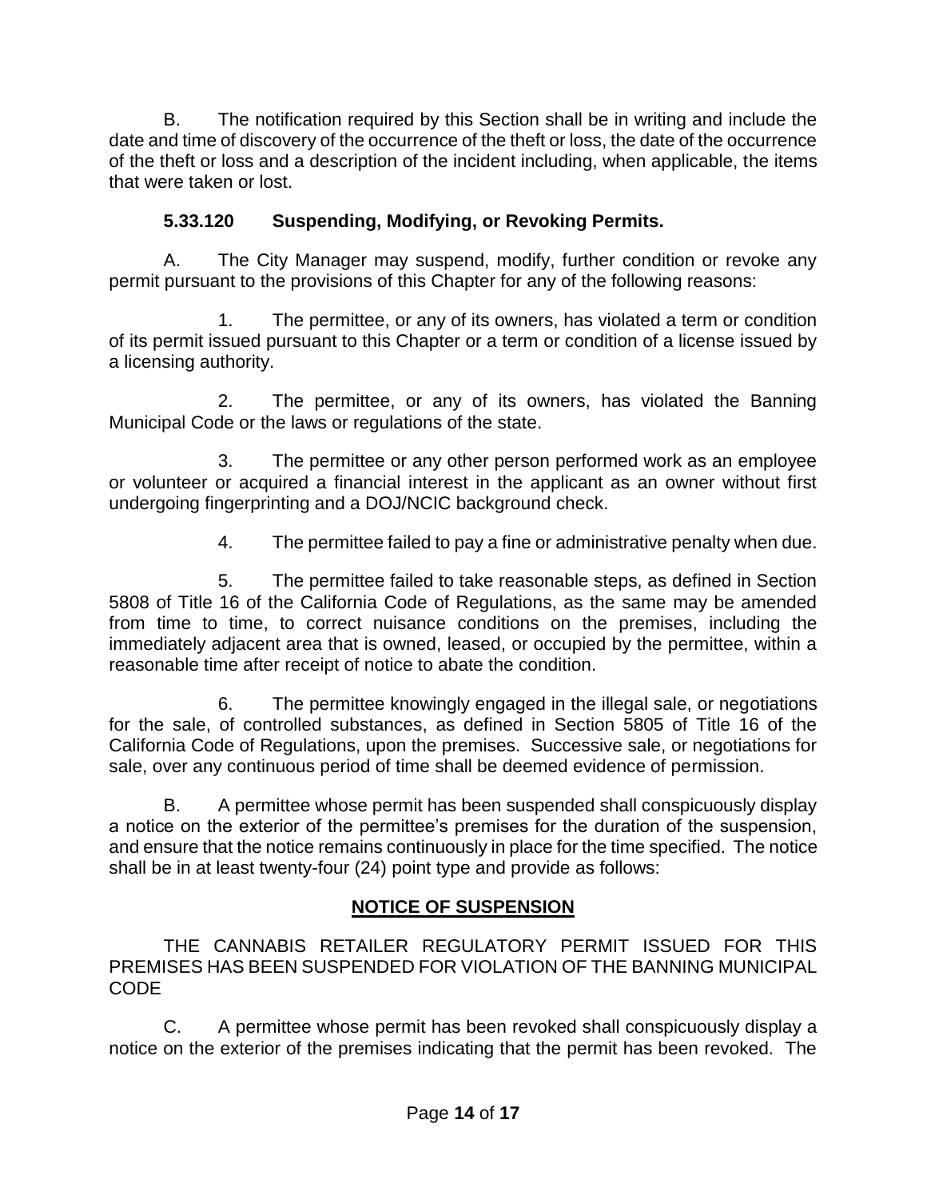B. The notification required by this Section shall be in writing and include the date and time of discovery of the occurrence of the theft or loss, the date of the occurrence of the theft or loss and a description of the incident including, when applicable, the items that were taken or lost.

### 5.33.120 Suspending, Modifying, or Revoking Permits.

A. The City Manager may suspend, modify, further condition or revoke any permit pursuant to the provisions of this Chapter for any of the following reasons:

1. The permittee, or any of its owners, has violated a term or condition of its permit issued pursuant to this Chapter or a term or condition of a license issued by a licensing authority.

2. The permittee, or any of its owners, has violated the Banning Municipal Code or the laws or regulations of the state.

3. The permittee or any other person performed work as an employee or volunteer or acquired a financial interest in the applicant as an owner without first undergoing fingerprinting and a DOJ/NCIC background check.

4. The permittee failed to pay a fine or administrative penalty when due.

5. The permittee failed to take reasonable steps, as defined in Section 5808 of Title 16 of the California Code of Regulations, as the same may be amended from time to time, to correct nuisance conditions on the premises, including the immediately adjacent area that is owned, leased, or occupied by the permittee, within a reasonable time after receipt of notice to abate the condition.

6. The permittee knowingly engaged in the illegal sale, or negotiations for the sale, of controlled substances, as defined in Section 5805 of Title 16 of the California Code of Regulations, upon the premises. Successive sale, or negotiations for sale, over any continuous period of time shall be deemed evidence of permission.

B. A permittee whose permit has been suspended shall conspicuously display a notice on the exterior of the permittee's premises for the duration of the suspension, and ensure that the notice remains continuously in place for the time specified. The notice shall be in at least twenty-four (24) point type and provide as follows:

**NOTICE OF SUSPENSION**

THE CANNABIS RETAILER REGULATORY PERMIT ISSUED FOR THIS PREMISES HAS BEEN SUSPENDED FOR VIOLATION OF THE BANNING MUNICIPAL CODE

C. A permittee whose permit has been revoked shall conspicuously display a notice on the exterior of the premises indicating that the permit has been revoked. The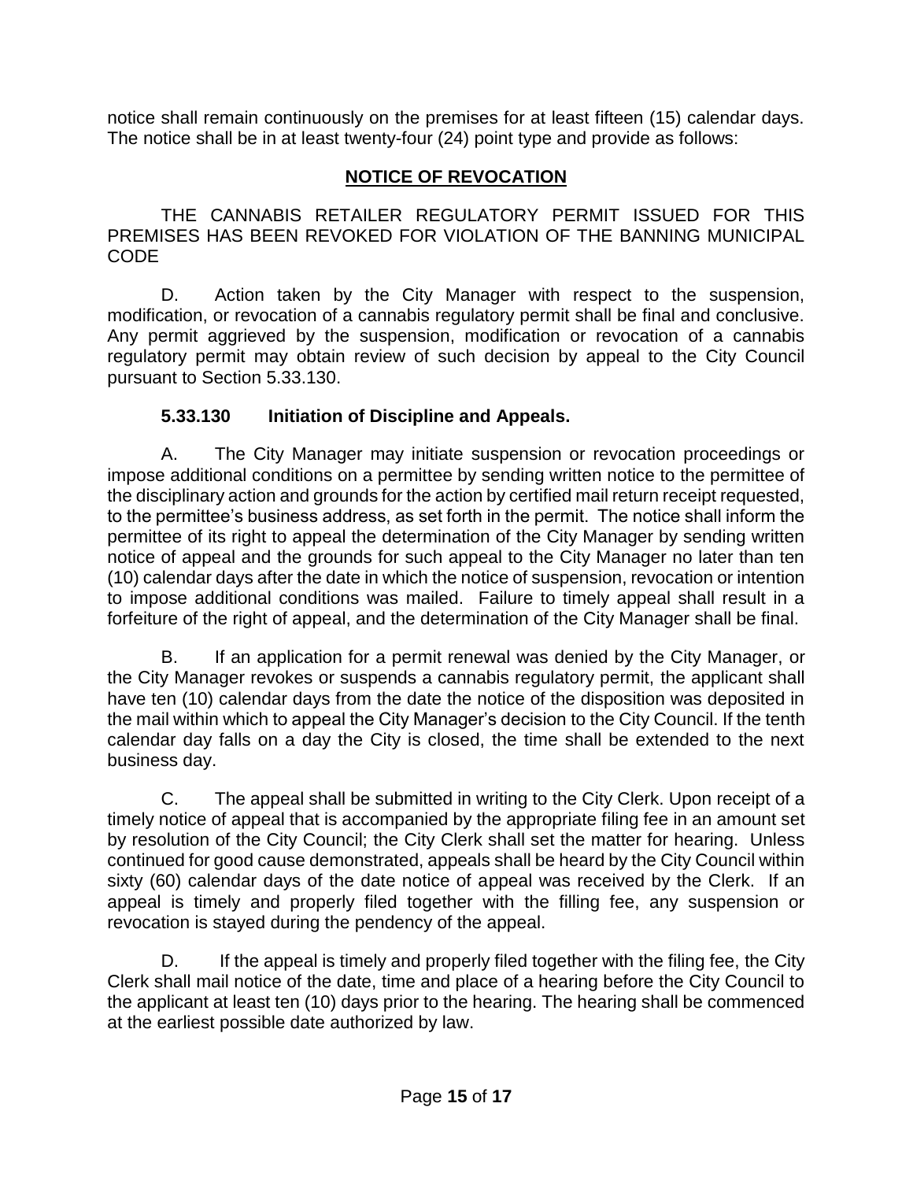notice shall remain continuously on the premises for at least fifteen (15) calendar days. The notice shall be in at least twenty-four (24) point type and provide as follows:

**NOTICE OF REVOCATION**

THE CANNABIS RETAILER REGULATORY PERMIT ISSUED FOR THIS PREMISES HAS BEEN REVOKED FOR VIOLATION OF THE BANNING MUNICIPAL CODE

D. Action taken by the City Manager with respect to the suspension, modification, or revocation of a cannabis regulatory permit shall be final and conclusive. Any permit aggrieved by the suspension, modification or revocation of a cannabis regulatory permit may obtain review of such decision by appeal to the City Council pursuant to Section 5.33.130.

### 5.33.130 Initiation of Discipline and Appeals.

A. The City Manager may initiate suspension or revocation proceedings or impose additional conditions on a permittee by sending written notice to the permittee of the disciplinary action and grounds for the action by certified mail return receipt requested, to the permittee's business address, as set forth in the permit. The notice shall inform the permittee of its right to appeal the determination of the City Manager by sending written notice of appeal and the grounds for such appeal to the City Manager no later than ten (10) calendar days after the date in which the notice of suspension, revocation or intention to impose additional conditions was mailed. Failure to timely appeal shall result in a forfeiture of the right of appeal, and the determination of the City Manager shall be final.

B. If an application for a permit renewal was denied by the City Manager, or the City Manager revokes or suspends a cannabis regulatory permit, the applicant shall have ten (10) calendar days from the date the notice of the disposition was deposited in the mail within which to appeal the City Manager's decision to the City Council. If the tenth calendar day falls on a day the City is closed, the time shall be extended to the next business day.

C. The appeal shall be submitted in writing to the City Clerk. Upon receipt of a timely notice of appeal that is accompanied by the appropriate filing fee in an amount set by resolution of the City Council; the City Clerk shall set the matter for hearing. Unless continued for good cause demonstrated, appeals shall be heard by the City Council within sixty (60) calendar days of the date notice of appeal was received by the Clerk. If an appeal is timely and properly filed together with the filling fee, any suspension or revocation is stayed during the pendency of the appeal.

D. If the appeal is timely and properly filed together with the filing fee, the City Clerk shall mail notice of the date, time and place of a hearing before the City Council to the applicant at least ten (10) days prior to the hearing. The hearing shall be commenced at the earliest possible date authorized by law.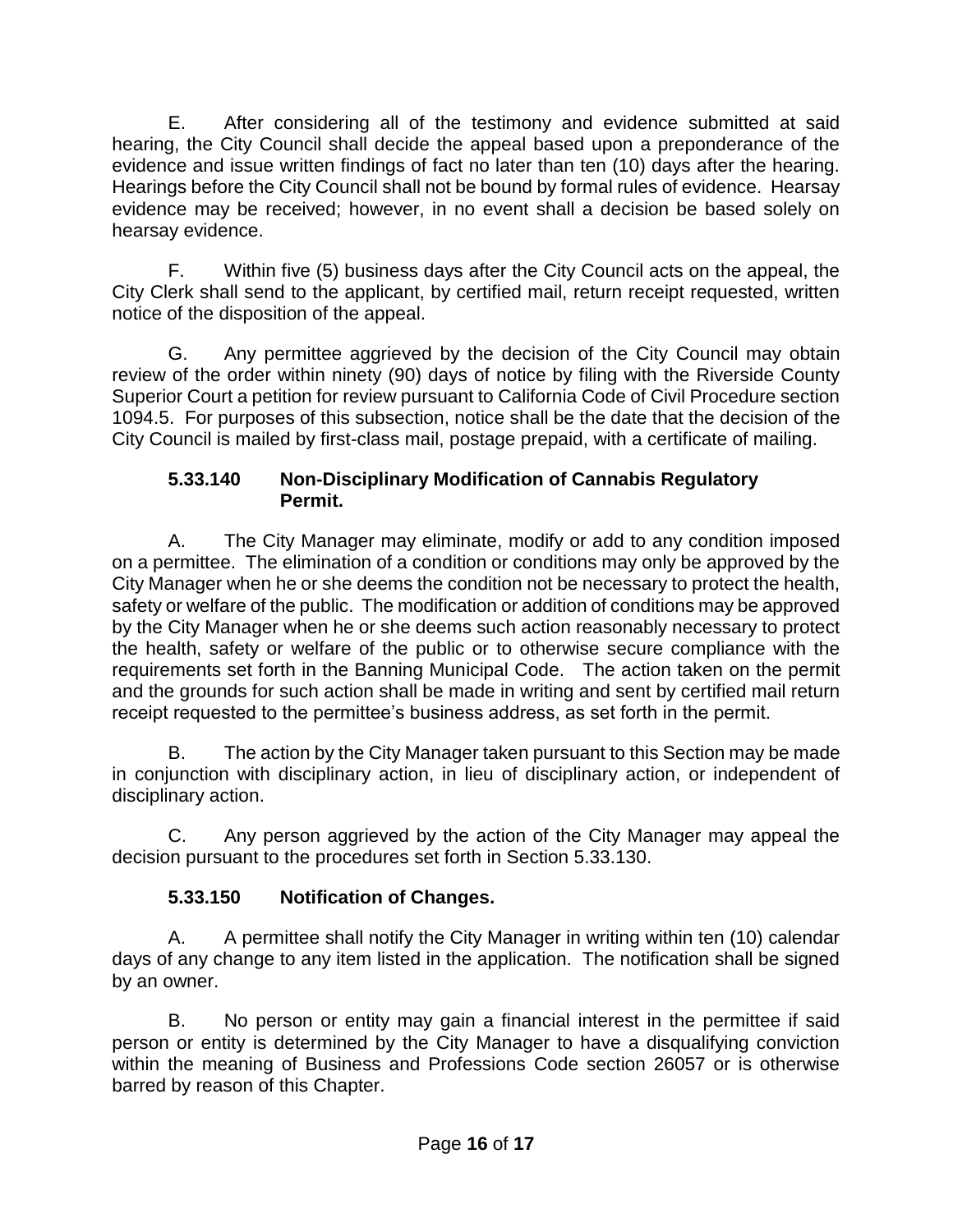E. After considering all of the testimony and evidence submitted at said hearing, the City Council shall decide the appeal based upon a preponderance of the evidence and issue written findings of fact no later than ten (10) days after the hearing. Hearings before the City Council shall not be bound by formal rules of evidence. Hearsay evidence may be received; however, in no event shall a decision be based solely on hearsay evidence.

F. Within five (5) business days after the City Council acts on the appeal, the City Clerk shall send to the applicant, by certified mail, return receipt requested, written notice of the disposition of the appeal.

G. Any permittee aggrieved by the decision of the City Council may obtain review of the order within ninety (90) days of notice by filing with the Riverside County Superior Court a petition for review pursuant to California Code of Civil Procedure section 1094.5. For purposes of this subsection, notice shall be the date that the decision of the City Council is mailed by first-class mail, postage prepaid, with a certificate of mailing.

### 5.33.140 Non-Disciplinary Modification of Cannabis Regulatory Permit.

A. The City Manager may eliminate, modify or add to any condition imposed on a permittee. The elimination of a condition or conditions may only be approved by the City Manager when he or she deems the condition not be necessary to protect the health, safety or welfare of the public. The modification or addition of conditions may be approved by the City Manager when he or she deems such action reasonably necessary to protect the health, safety or welfare of the public or to otherwise secure compliance with the requirements set forth in the Banning Municipal Code. The action taken on the permit and the grounds for such action shall be made in writing and sent by certified mail return receipt requested to the permittee's business address, as set forth in the permit.

B. The action by the City Manager taken pursuant to this Section may be made in conjunction with disciplinary action, in lieu of disciplinary action, or independent of disciplinary action.

C. Any person aggrieved by the action of the City Manager may appeal the decision pursuant to the procedures set forth in Section 5.33.130.

### 5.33.150 Notification of Changes.

A. A permittee shall notify the City Manager in writing within ten (10) calendar days of any change to any item listed in the application. The notification shall be signed by an owner.

B. No person or entity may gain a financial interest in the permittee if said person or entity is determined by the City Manager to have a disqualifying conviction within the meaning of Business and Professions Code section 26057 or is otherwise barred by reason of this Chapter.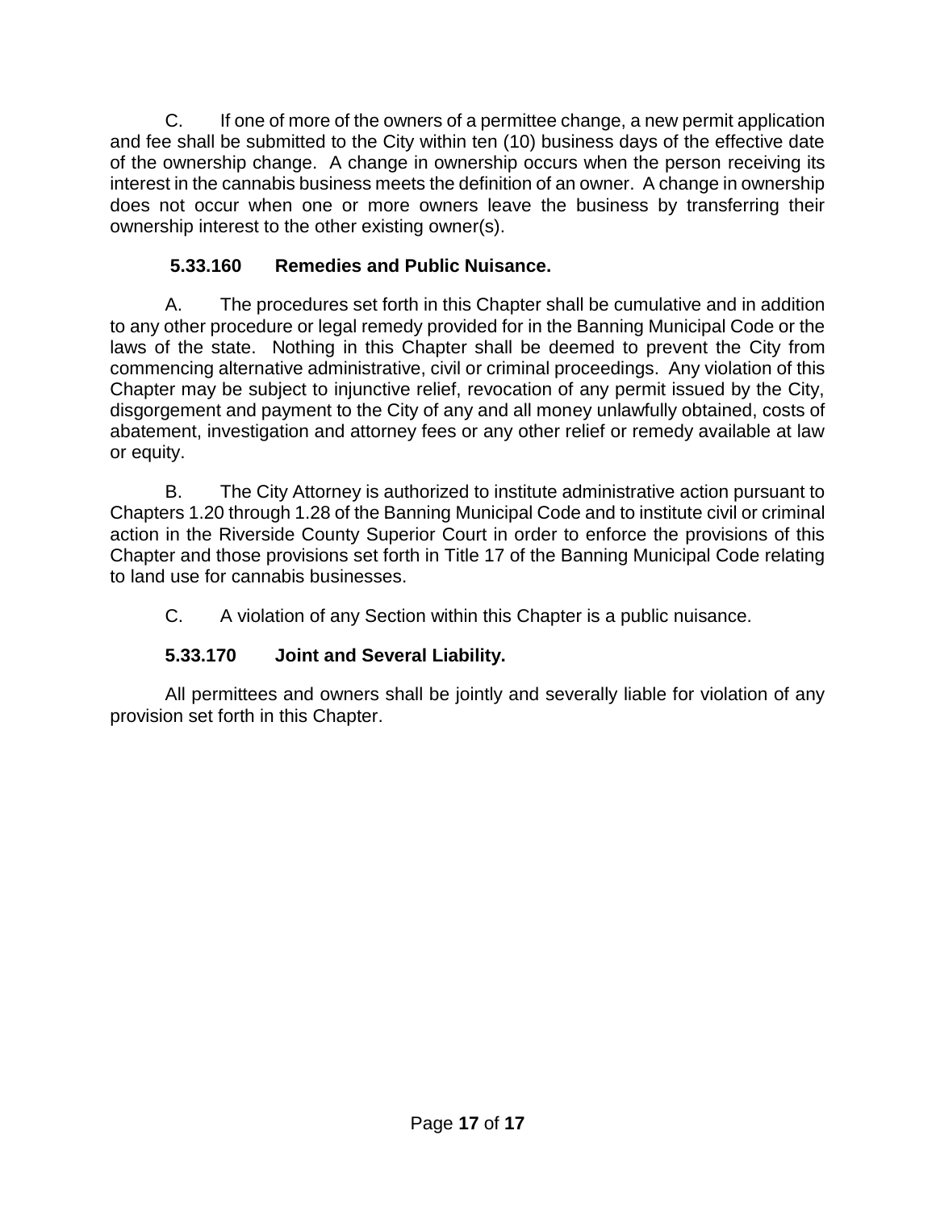C. If one of more of the owners of a permittee change, a new permit application and fee shall be submitted to the City within ten (10) business days of the effective date of the ownership change. A change in ownership occurs when the person receiving its interest in the cannabis business meets the definition of an owner. A change in ownership does not occur when one or more owners leave the business by transferring their ownership interest to the other existing owner(s).

**5.33.160 Remedies and Public Nuisance.**

A. The procedures set forth in this Chapter shall be cumulative and in addition to any other procedure or legal remedy provided for in the Banning Municipal Code or the laws of the state. Nothing in this Chapter shall be deemed to prevent the City from commencing alternative administrative, civil or criminal proceedings. Any violation of this Chapter may be subject to injunctive relief, revocation of any permit issued by the City, disgorgement and payment to the City of any and all money unlawfully obtained, costs of abatement, investigation and attorney fees or any other relief or remedy available at law or equity.

B. The City Attorney is authorized to institute administrative action pursuant to Chapters 1.20 through 1.28 of the Banning Municipal Code and to institute civil or criminal action in the Riverside County Superior Court in order to enforce the provisions of this Chapter and those provisions set forth in Title 17 of the Banning Municipal Code relating to land use for cannabis businesses.

C. A violation of any Section within this Chapter is a public nuisance.

**5.33.170 Joint and Several Liability.**

All permittees and owners shall be jointly and severally liable for violation of any provision set forth in this Chapter.